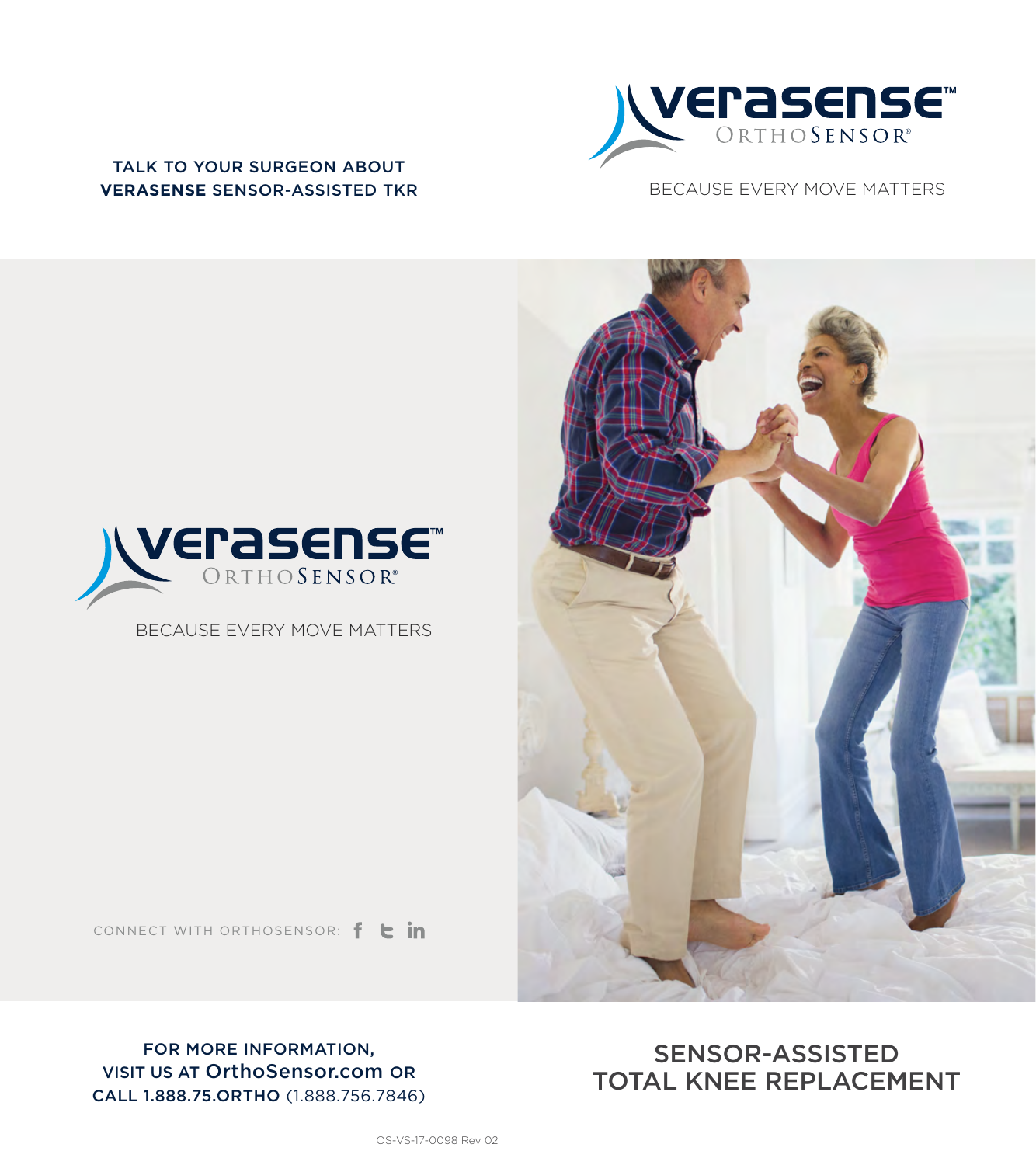TALK TO YOUR SURGEON ABOUT
**VERASENSE** SENSOR-ASSISTED TKR

# verasense™
ORTHOSENSOR®

BECAUSE EVERY MOVE MATTERS

# verasense™
ORTHOSENSOR®

BECAUSE EVERY MOVE MATTERS

CONNECT WITH ORTHOSENSOR:

FOR MORE INFORMATION,
VISIT US AT **OrthoSensor.com** OR
**CALL 1.888.75.ORTHO** (1.888.756.7846)

## SENSOR-ASSISTED TOTAL KNEE REPLACEMENT

OS-VS-17-0098 Rev 02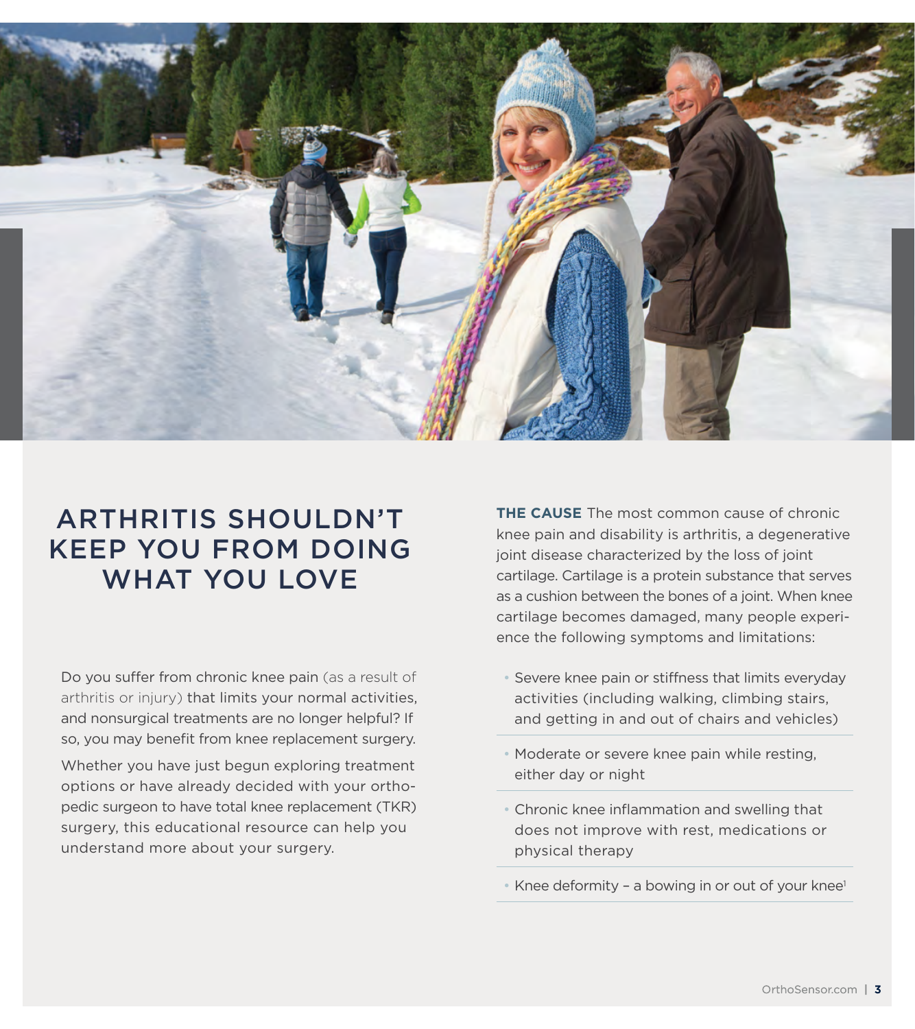# ARTHRITIS SHOULDN'T KEEP YOU FROM DOING WHAT YOU LOVE

Do you suffer from chronic knee pain (as a result of arthritis or injury) that limits your normal activities, and nonsurgical treatments are no longer helpful? If so, you may benefit from knee replacement surgery.

Whether you have just begun exploring treatment options or have already decided with your orthopedic surgeon to have total knee replacement (TKR) surgery, this educational resource can help you understand more about your surgery.

**THE CAUSE** The most common cause of chronic knee pain and disability is arthritis, a degenerative joint disease characterized by the loss of joint cartilage. Cartilage is a protein substance that serves as a cushion between the bones of a joint. When knee cartilage becomes damaged, many people experience the following symptoms and limitations:

- Severe knee pain or stiffness that limits everyday activities (including walking, climbing stairs, and getting in and out of chairs and vehicles)
- Moderate or severe knee pain while resting, either day or night
- Chronic knee inflammation and swelling that does not improve with rest, medications or physical therapy
- Knee deformity – a bowing in or out of your knee[1]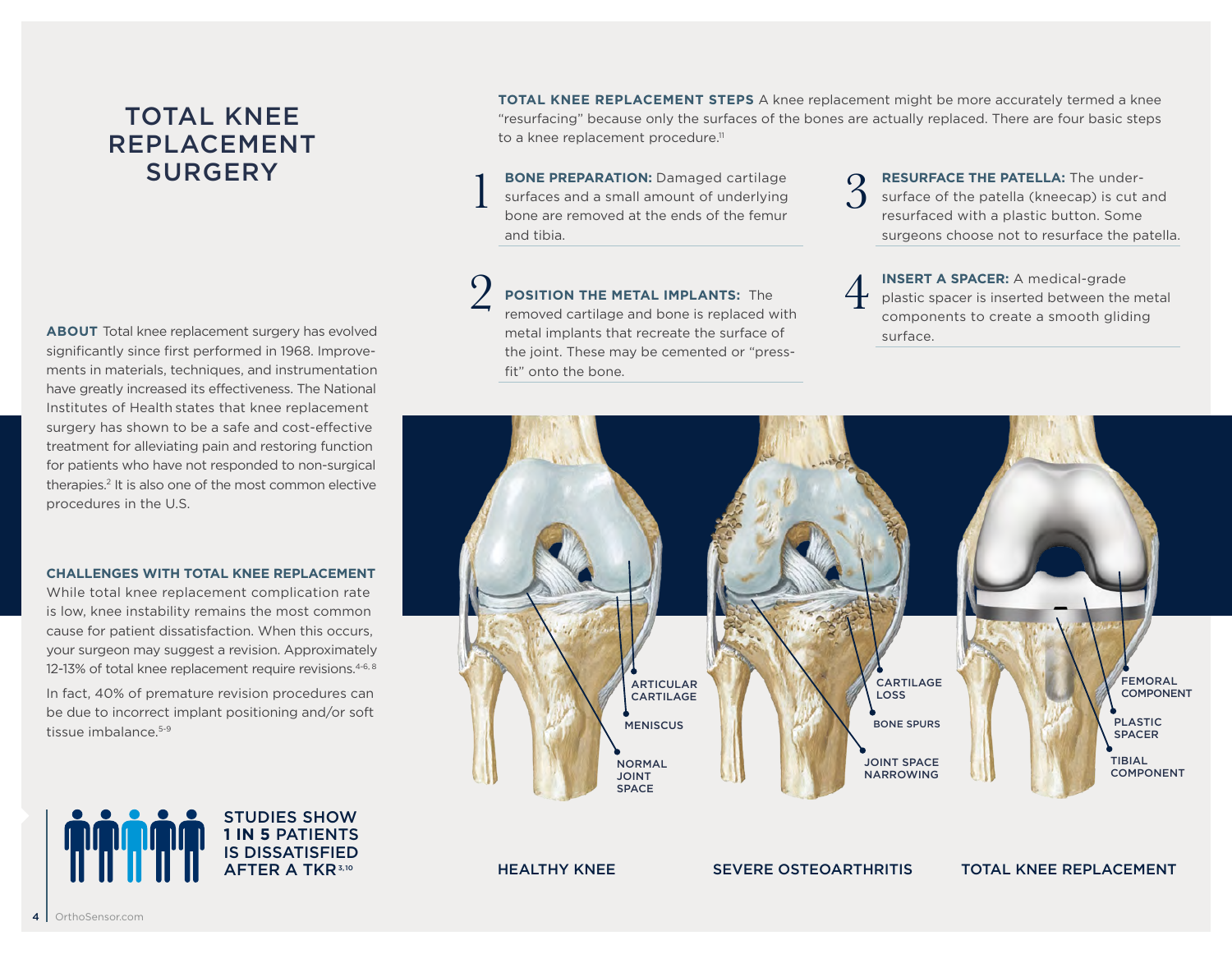# TOTAL KNEE REPLACEMENT SURGERY

**ABOUT** Total knee replacement surgery has evolved significantly since first performed in 1968. Improvements in materials, techniques, and instrumentation have greatly increased its effectiveness. The National Institutes of Health states that knee replacement surgery has shown to be a safe and cost-effective treatment for alleviating pain and restoring function for patients who have not responded to non-surgical therapies.[2] It is also one of the most common elective procedures in the U.S.

**CHALLENGES WITH TOTAL KNEE REPLACEMENT**

While total knee replacement complication rate is low, knee instability remains the most common cause for patient dissatisfaction. When this occurs, your surgeon may suggest a revision. Approximately 12-13% of total knee replacement require revisions.[4-6, 8]

In fact, 40% of premature revision procedures can be due to incorrect implant positioning and/or soft tissue imbalance.[5-9]

STUDIES SHOW **1 IN 5** PATIENTS IS DISSATISFIED AFTER A TKR[3,10]

**TOTAL KNEE REPLACEMENT STEPS** A knee replacement might be more accurately termed a knee "resurfacing" because only the surfaces of the bones are actually replaced. There are four basic steps to a knee replacement procedure.[11]

1. **BONE PREPARATION:** Damaged cartilage surfaces and a small amount of underlying bone are removed at the ends of the femur and tibia.
2. **POSITION THE METAL IMPLANTS:** The removed cartilage and bone is replaced with metal implants that recreate the surface of the joint. These may be cemented or "press-fit" onto the bone.
3. **RESURFACE THE PATELLA:** The under-surface of the patella (kneecap) is cut and resurfaced with a plastic button. Some surgeons choose not to resurface the patella.
4. **INSERT A SPACER:** A medical-grade plastic spacer is inserted between the metal components to create a smooth gliding surface.

HEALTHY KNEE: ARTICULAR CARTILAGE, MENISCUS, NORMAL JOINT SPACE

SEVERE OSTEOARTHRITIS: CARTILAGE LOSS, BONE SPURS, JOINT SPACE NARROWING

TOTAL KNEE REPLACEMENT: FEMORAL COMPONENT, PLASTIC SPACER, TIBIAL COMPONENT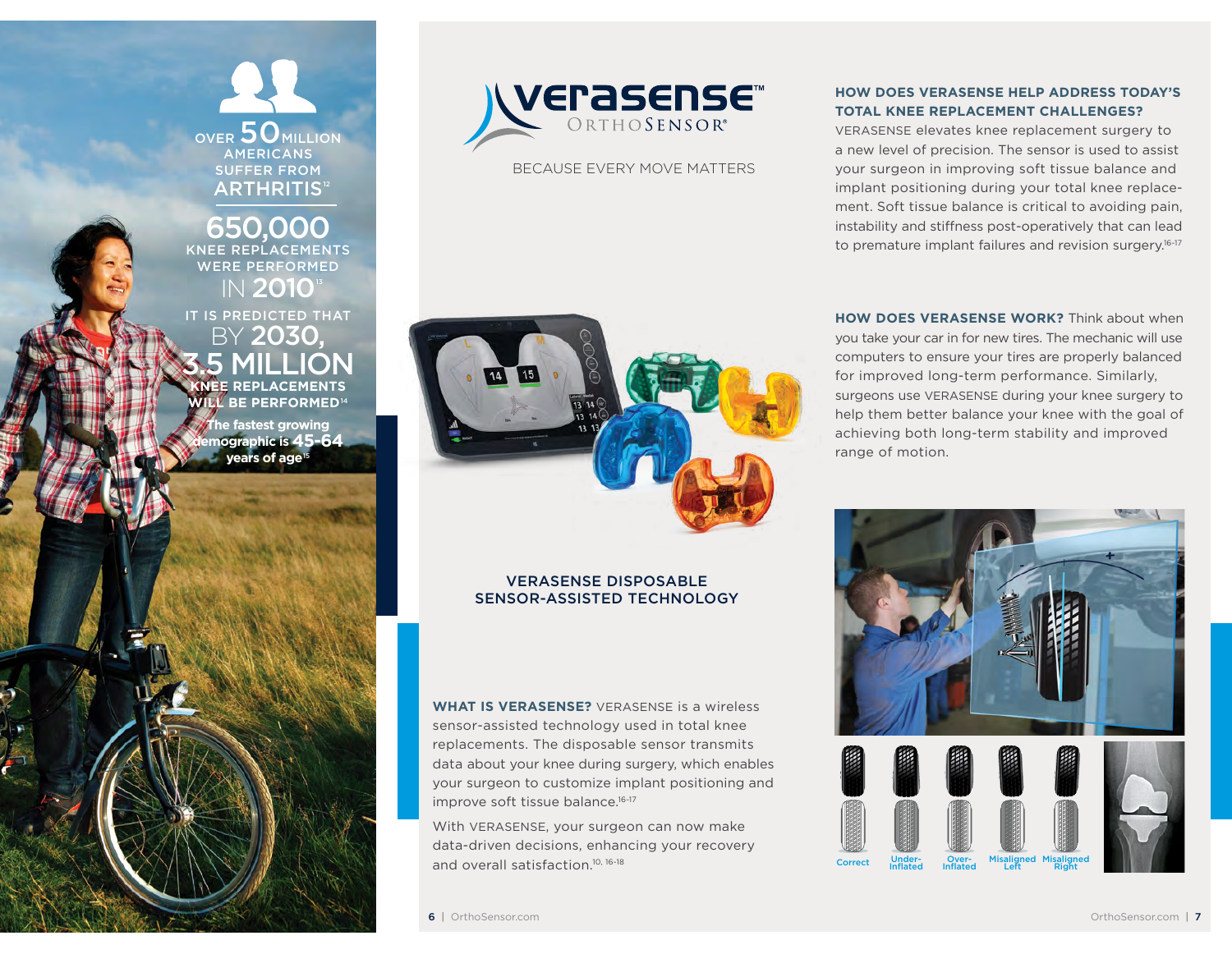OVER 50 MILLION AMERICANS SUFFER FROM ARTHRITIS[12]

650,000 KNEE REPLACEMENTS WERE PERFORMED IN 2010[13]

IT IS PREDICTED THAT BY 2030, 3.5 MILLION KNEE REPLACEMENTS WILL BE PERFORMED[14]

The fastest growing demographic is 45-64 years of age[15]

verasense™ ORTHOSENSOR®

BECAUSE EVERY MOVE MATTERS

VERASENSE DISPOSABLE SENSOR-ASSISTED TECHNOLOGY

**WHAT IS VERASENSE?** VERASENSE is a wireless sensor-assisted technology used in total knee replacements. The disposable sensor transmits data about your knee during surgery, which enables your surgeon to customize implant positioning and improve soft tissue balance.[16-17]

With VERASENSE, your surgeon can now make data-driven decisions, enhancing your recovery and overall satisfaction.[10, 16-18]

**HOW DOES VERASENSE HELP ADDRESS TODAY'S TOTAL KNEE REPLACEMENT CHALLENGES?**

VERASENSE elevates knee replacement surgery to a new level of precision. The sensor is used to assist your surgeon in improving soft tissue balance and implant positioning during your total knee replacement. Soft tissue balance is critical to avoiding pain, instability and stiffness post-operatively that can lead to premature implant failures and revision surgery.[16-17]

**HOW DOES VERASENSE WORK?** Think about when you take your car in for new tires. The mechanic will use computers to ensure your tires are properly balanced for improved long-term performance. Similarly, surgeons use VERASENSE during your knee surgery to help them better balance your knee with the goal of achieving both long-term stability and improved range of motion.

Correct | Under-Inflated | Over-Inflated | Misaligned Left | Misaligned Right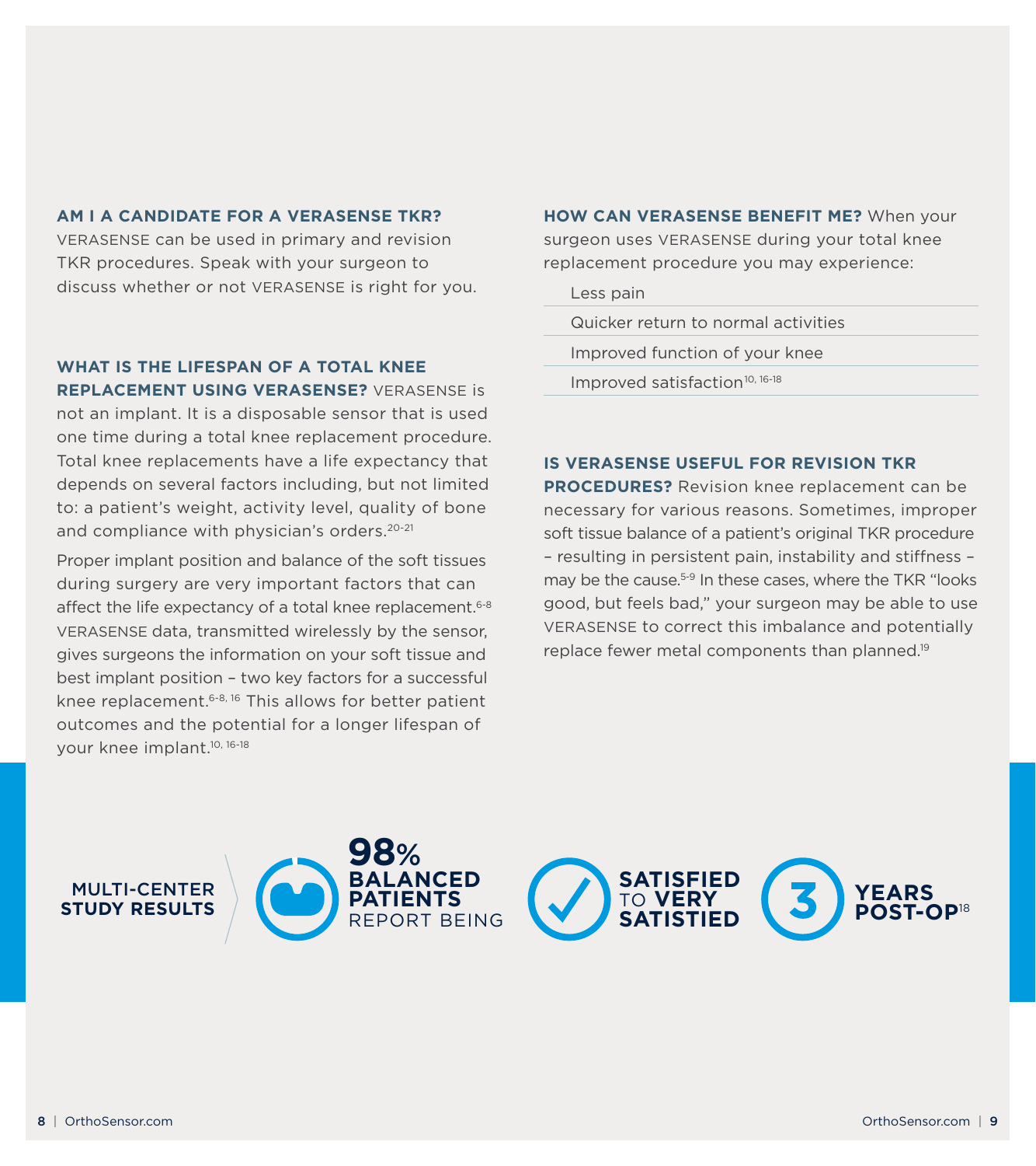**AM I A CANDIDATE FOR A VERASENSE TKR?**
VERASENSE can be used in primary and revision TKR procedures. Speak with your surgeon to discuss whether or not VERASENSE is right for you.

**WHAT IS THE LIFESPAN OF A TOTAL KNEE REPLACEMENT USING VERASENSE?** VERASENSE is not an implant. It is a disposable sensor that is used one time during a total knee replacement procedure. Total knee replacements have a life expectancy that depends on several factors including, but not limited to: a patient's weight, activity level, quality of bone and compliance with physician's orders.[20-21]

Proper implant position and balance of the soft tissues during surgery are very important factors that can affect the life expectancy of a total knee replacement.[6-8] VERASENSE data, transmitted wirelessly by the sensor, gives surgeons the information on your soft tissue and best implant position – two key factors for a successful knee replacement.[6-8, 16] This allows for better patient outcomes and the potential for a longer lifespan of your knee implant.[10, 16-18]

**HOW CAN VERASENSE BENEFIT ME?** When your surgeon uses VERASENSE during your total knee replacement procedure you may experience:

- Less pain
- Quicker return to normal activities
- Improved function of your knee
- Improved satisfaction[10, 16-18]

**IS VERASENSE USEFUL FOR REVISION TKR PROCEDURES?** Revision knee replacement can be necessary for various reasons. Sometimes, improper soft tissue balance of a patient's original TKR procedure – resulting in persistent pain, instability and stiffness – may be the cause.[5-9] In these cases, where the TKR "looks good, but feels bad," your surgeon may be able to use VERASENSE to correct this imbalance and potentially replace fewer metal components than planned.[19]

**MULTI-CENTER STUDY RESULTS**

**98%** **BALANCED PATIENTS** REPORT BEING **SATISFIED** TO **VERY SATISTIED** **3 YEARS POST-OP**[18]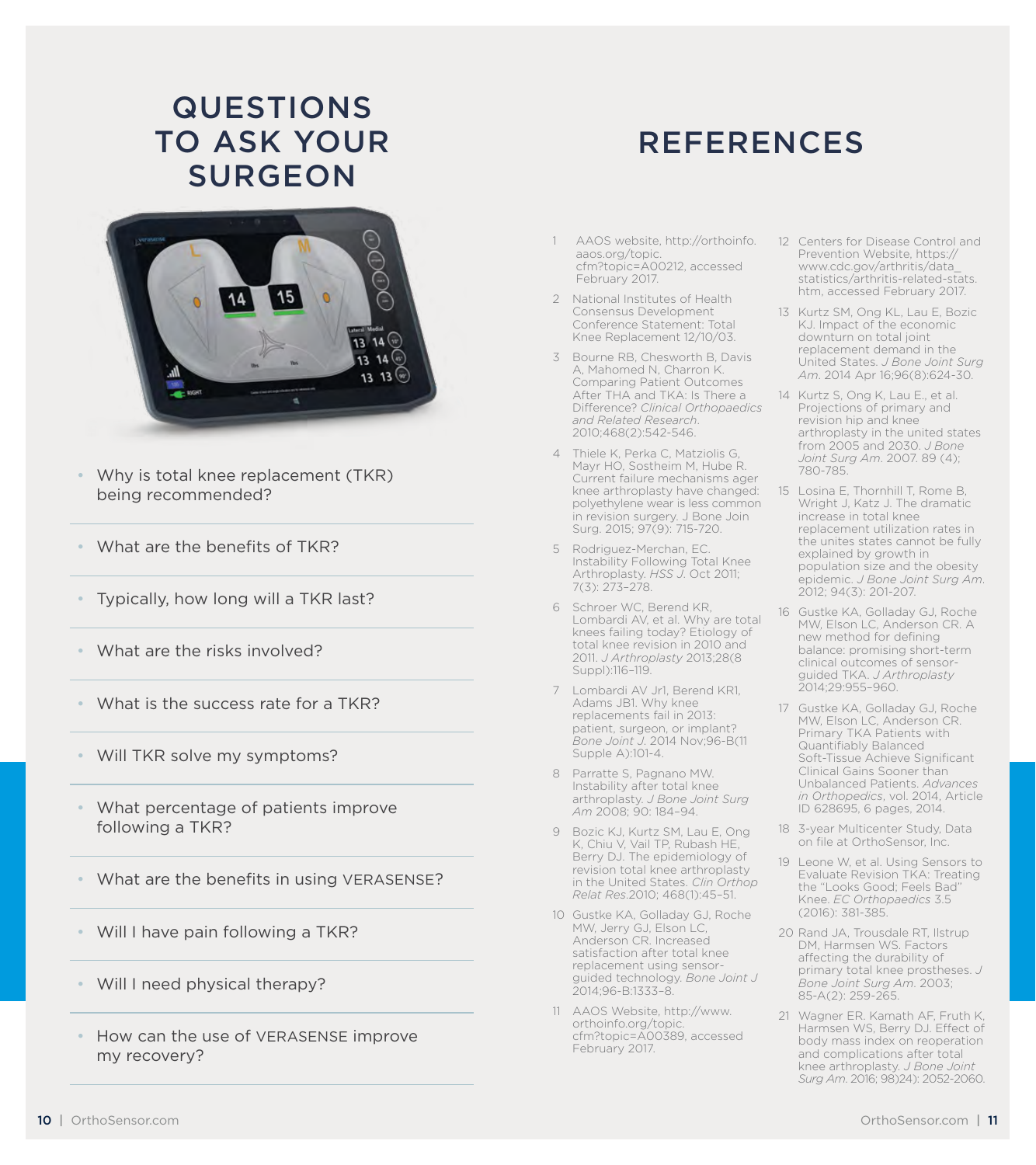# QUESTIONS TO ASK YOUR SURGEON

- Why is total knee replacement (TKR) being recommended?
- What are the benefits of TKR?
- Typically, how long will a TKR last?
- What are the risks involved?
- What is the success rate for a TKR?
- Will TKR solve my symptoms?
- What percentage of patients improve following a TKR?
- What are the benefits in using VERASENSE?
- Will I have pain following a TKR?
- Will I need physical therapy?
- How can the use of VERASENSE improve my recovery?

# REFERENCES

1. AAOS website, http://orthoinfo.aaos.org/topic.cfm?topic=A00212, accessed February 2017.
2. National Institutes of Health Consensus Development Conference Statement: Total Knee Replacement 12/10/03.
3. Bourne RB, Chesworth B, Davis A, Mahomed N, Charron K. Comparing Patient Outcomes After THA and TKA: Is There a Difference? *Clinical Orthopaedics and Related Research*. 2010;468(2):542-546.
4. Thiele K, Perka C, Matziolis G, Mayr HO, Sostheim M, Hube R. Current failure mechanisms ager knee arthroplasty have changed: polyethylene wear is less common in revision surgery. J Bone Join Surg. 2015; 97(9): 715-720.
5. Rodriguez-Merchan, EC. Instability Following Total Knee Arthroplasty. *HSS J*. Oct 2011; 7(3): 273–278.
6. Schroer WC, Berend KR, Lombardi AV, et al. Why are total knees failing today? Etiology of total knee revision in 2010 and 2011. *J Arthroplasty* 2013;28(8 Suppl):116–119.
7. Lombardi AV Jr1, Berend KR1, Adams JB1. Why knee replacements fail in 2013: patient, surgeon, or implant? *Bone Joint J*. 2014 Nov;96-B(11 Supple A):101-4.
8. Parratte S, Pagnano MW. Instability after total knee arthroplasty. *J Bone Joint Surg Am* 2008; 90: 184–94.
9. Bozic KJ, Kurtz SM, Lau E, Ong K, Chiu V, Vail TP, Rubash HE, Berry DJ. The epidemiology of revision total knee arthroplasty in the United States. *Clin Orthop Relat Res*.2010; 468(1):45–51.
10. Gustke KA, Golladay GJ, Roche MW, Jerry GJ, Elson LC, Anderson CR. Increased satisfaction after total knee replacement using sensor-guided technology. *Bone Joint J* 2014;96-B:1333–8.
11. AAOS Website, http://www.orthoinfo.org/topic.cfm?topic=A00389, accessed February 2017.
12. Centers for Disease Control and Prevention Website, https://www.cdc.gov/arthritis/data_statistics/arthritis-related-stats.htm, accessed February 2017.
13. Kurtz SM, Ong KL, Lau E, Bozic KJ. Impact of the economic downturn on total joint replacement demand in the United States. *J Bone Joint Surg Am*. 2014 Apr 16;96(8):624-30.
14. Kurtz S, Ong K, Lau E., et al. Projections of primary and revision hip and knee arthroplasty in the united states from 2005 and 2030. *J Bone Joint Surg Am*. 2007. 89 (4); 780-785.
15. Losina E, Thornhill T, Rome B, Wright J, Katz J. The dramatic increase in total knee replacement utilization rates in the unites states cannot be fully explained by growth in population size and the obesity epidemic. *J Bone Joint Surg Am*. 2012; 94(3): 201-207.
16. Gustke KA, Golladay GJ, Roche MW, Elson LC, Anderson CR. A new method for defining balance: promising short-term clinical outcomes of sensor-guided TKA. *J Arthroplasty* 2014;29:955–960.
17. Gustke KA, Golladay GJ, Roche MW, Elson LC, Anderson CR. Primary TKA Patients with Quantifiably Balanced Soft-Tissue Achieve Significant Clinical Gains Sooner than Unbalanced Patients. *Advances in Orthopedics*, vol. 2014, Article ID 628695, 6 pages, 2014.
18. 3-year Multicenter Study, Data on file at OrthoSensor, Inc.
19. Leone W, et al. Using Sensors to Evaluate Revision TKA: Treating the "Looks Good; Feels Bad" Knee. *EC Orthopaedics* 3.5 (2016): 381-385.
20. Rand JA, Trousdale RT, Ilstrup DM, Harmsen WS. Factors affecting the durability of primary total knee prostheses. *J Bone Joint Surg Am*. 2003; 85-A(2): 259-265.
21. Wagner ER. Kamath AF, Fruth K, Harmsen WS, Berry DJ. Effect of body mass index on reoperation and complications after total knee arthroplasty. *J Bone Joint Surg Am*. 2016; 98)24): 2052-2060.